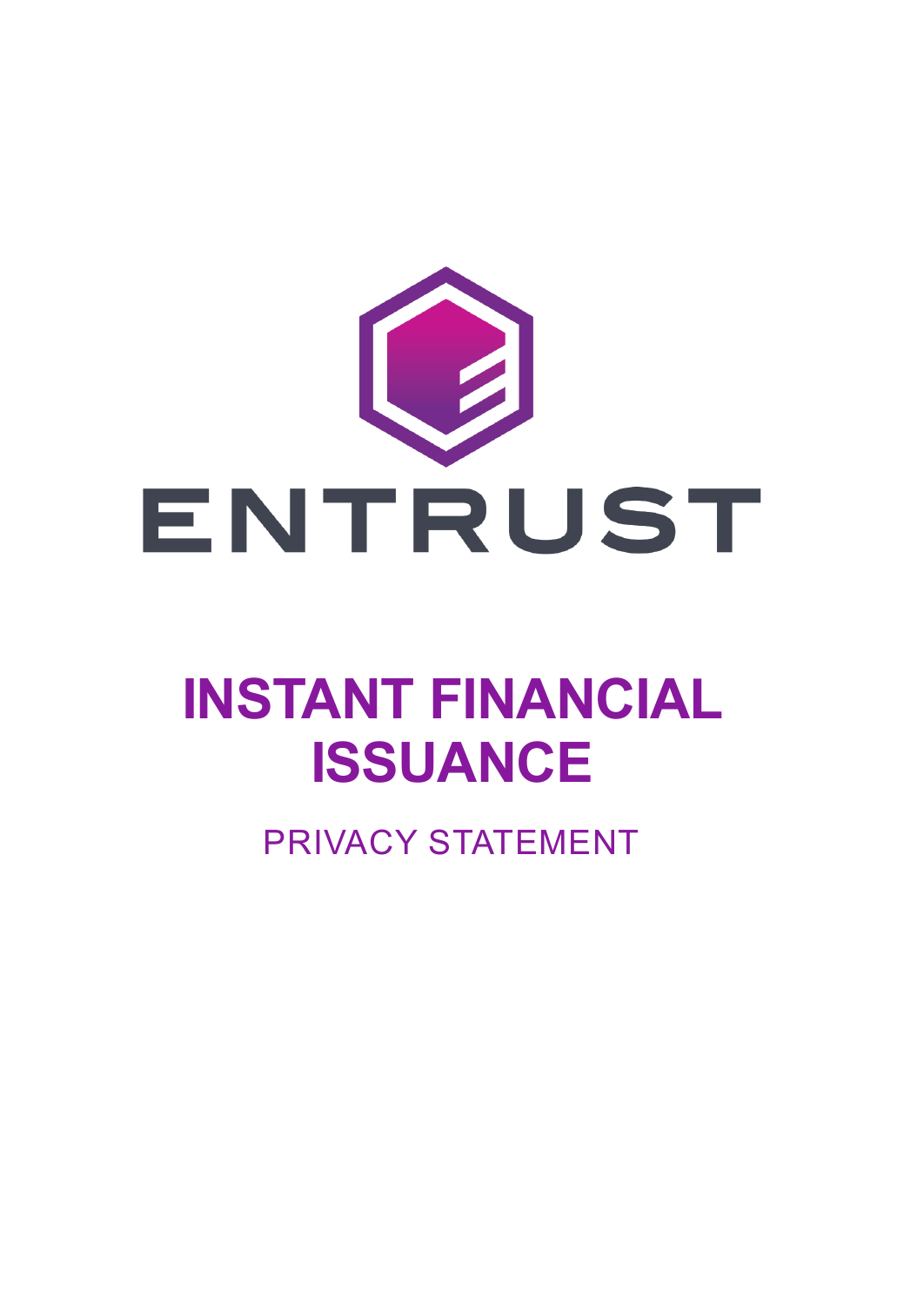ENTRUST

# INSTANT FINANCIAL ISSUANCE

PRIVACY STATEMENT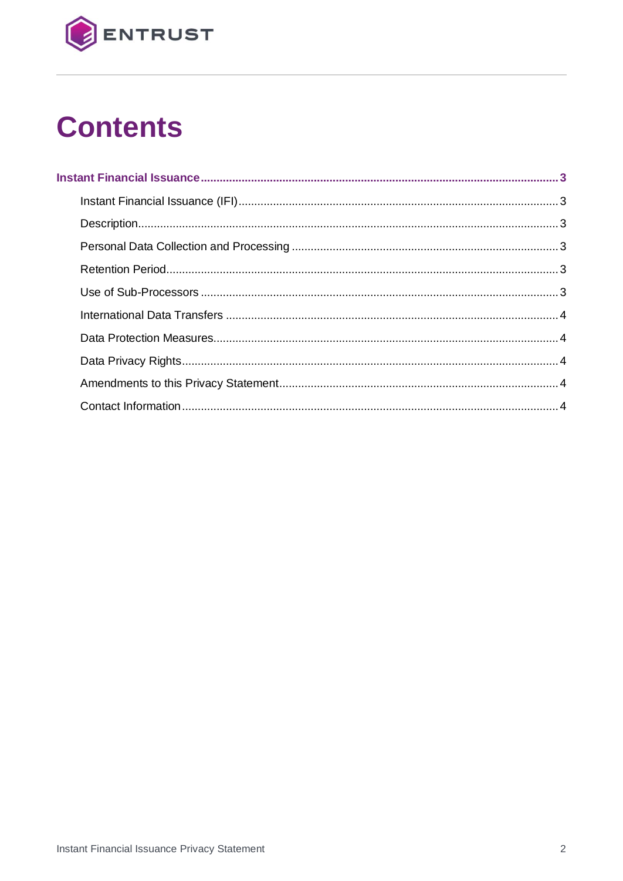# Contents

**Instant Financial Issuance** ..................................................................................................... 3

- Instant Financial Issuance (IFI) ............................................................................................ 3
- Description ............................................................................................................................ 3
- Personal Data Collection and Processing ............................................................................. 3
- Retention Period ................................................................................................................... 3
- Use of Sub-Processors .......................................................................................................... 3
- International Data Transfers ................................................................................................. 4
- Data Protection Measures .................................................................................................... 4
- Data Privacy Rights .............................................................................................................. 4
- Amendments to this Privacy Statement ................................................................................ 4
- Contact Information .............................................................................................................. 4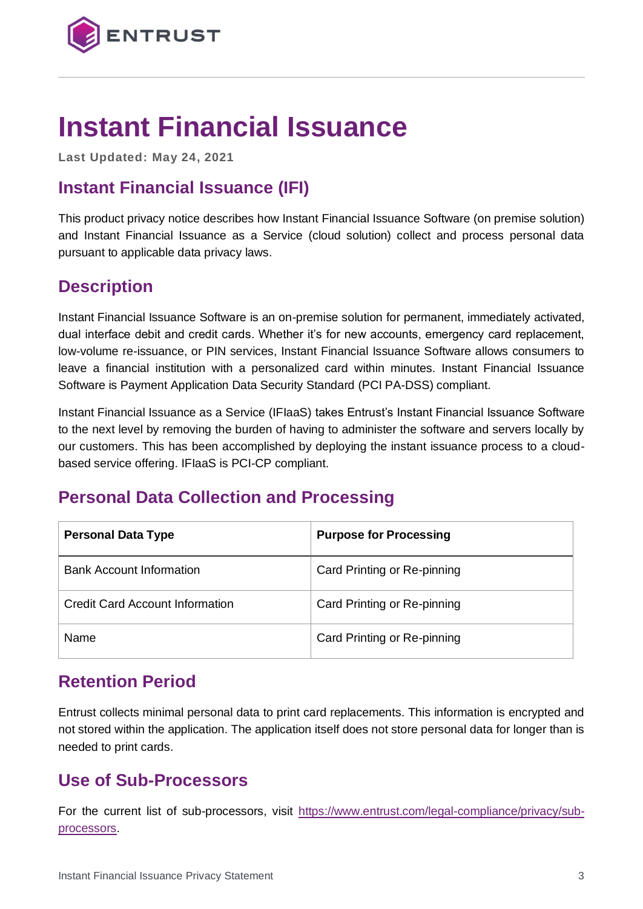# Instant Financial Issuance

**Last Updated: May 24, 2021**

## Instant Financial Issuance (IFI)

This product privacy notice describes how Instant Financial Issuance Software (on premise solution) and Instant Financial Issuance as a Service (cloud solution) collect and process personal data pursuant to applicable data privacy laws.

## Description

Instant Financial Issuance Software is an on-premise solution for permanent, immediately activated, dual interface debit and credit cards. Whether it's for new accounts, emergency card replacement, low-volume re-issuance, or PIN services, Instant Financial Issuance Software allows consumers to leave a financial institution with a personalized card within minutes. Instant Financial Issuance Software is Payment Application Data Security Standard (PCI PA-DSS) compliant.

Instant Financial Issuance as a Service (IFIaaS) takes Entrust's Instant Financial Issuance Software to the next level by removing the burden of having to administer the software and servers locally by our customers. This has been accomplished by deploying the instant issuance process to a cloud-based service offering. IFIaaS is PCI-CP compliant.

## Personal Data Collection and Processing

| Personal Data Type | Purpose for Processing |
|---|---|
| Bank Account Information | Card Printing or Re-pinning |
| Credit Card Account Information | Card Printing or Re-pinning |
| Name | Card Printing or Re-pinning |

## Retention Period

Entrust collects minimal personal data to print card replacements. This information is encrypted and not stored within the application. The application itself does not store personal data for longer than is needed to print cards.

## Use of Sub-Processors

For the current list of sub-processors, visit [https://www.entrust.com/legal-compliance/privacy/sub-processors](https://www.entrust.com/legal-compliance/privacy/sub-processors).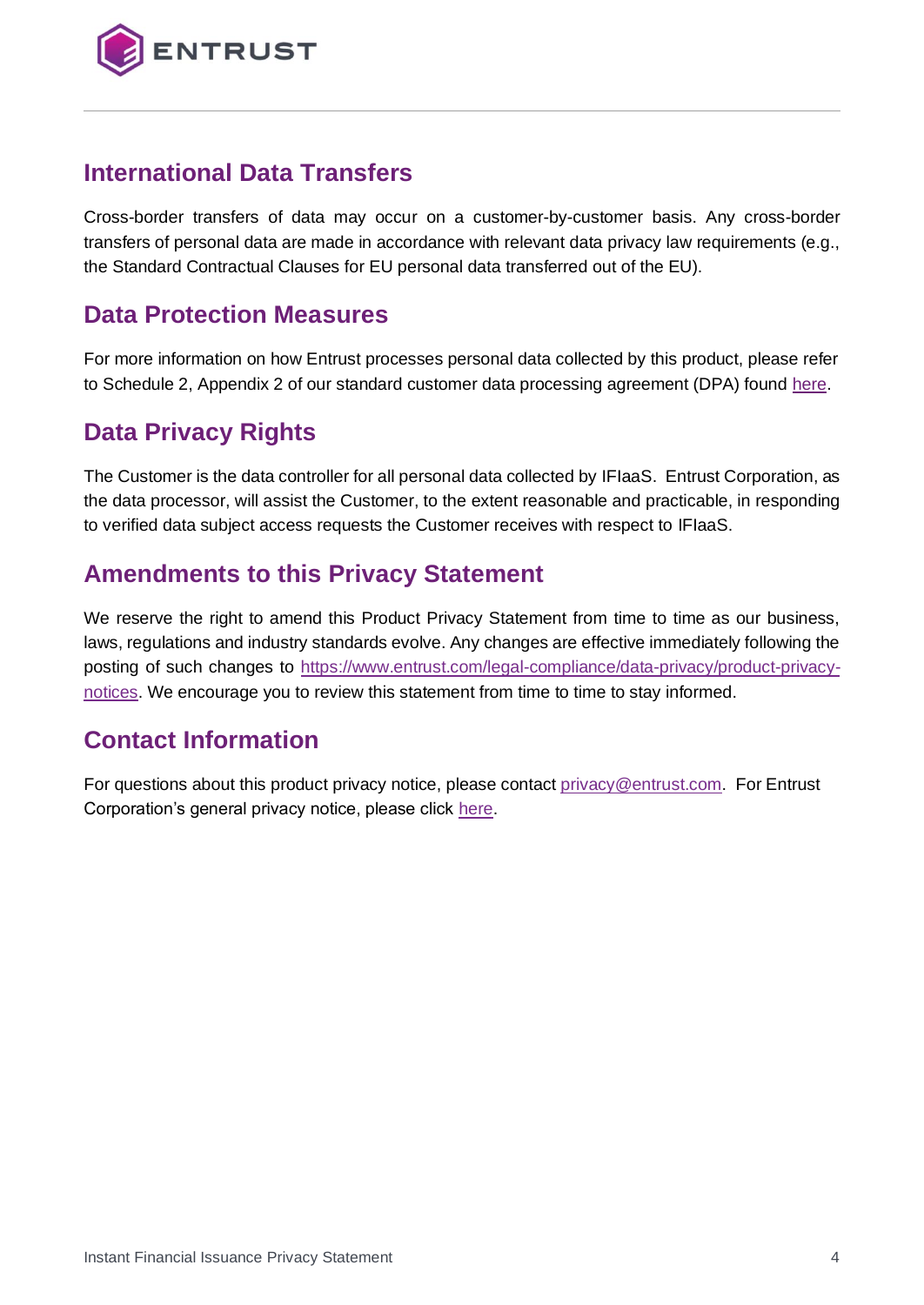## International Data Transfers

Cross-border transfers of data may occur on a customer-by-customer basis. Any cross-border transfers of personal data are made in accordance with relevant data privacy law requirements (e.g., the Standard Contractual Clauses for EU personal data transferred out of the EU).

## Data Protection Measures

For more information on how Entrust processes personal data collected by this product, please refer to Schedule 2, Appendix 2 of our standard customer data processing agreement (DPA) found here.

## Data Privacy Rights

The Customer is the data controller for all personal data collected by IFIaaS. Entrust Corporation, as the data processor, will assist the Customer, to the extent reasonable and practicable, in responding to verified data subject access requests the Customer receives with respect to IFIaaS.

## Amendments to this Privacy Statement

We reserve the right to amend this Product Privacy Statement from time to time as our business, laws, regulations and industry standards evolve. Any changes are effective immediately following the posting of such changes to https://www.entrust.com/legal-compliance/data-privacy/product-privacy-notices. We encourage you to review this statement from time to time to stay informed.

## Contact Information

For questions about this product privacy notice, please contact privacy@entrust.com. For Entrust Corporation's general privacy notice, please click here.